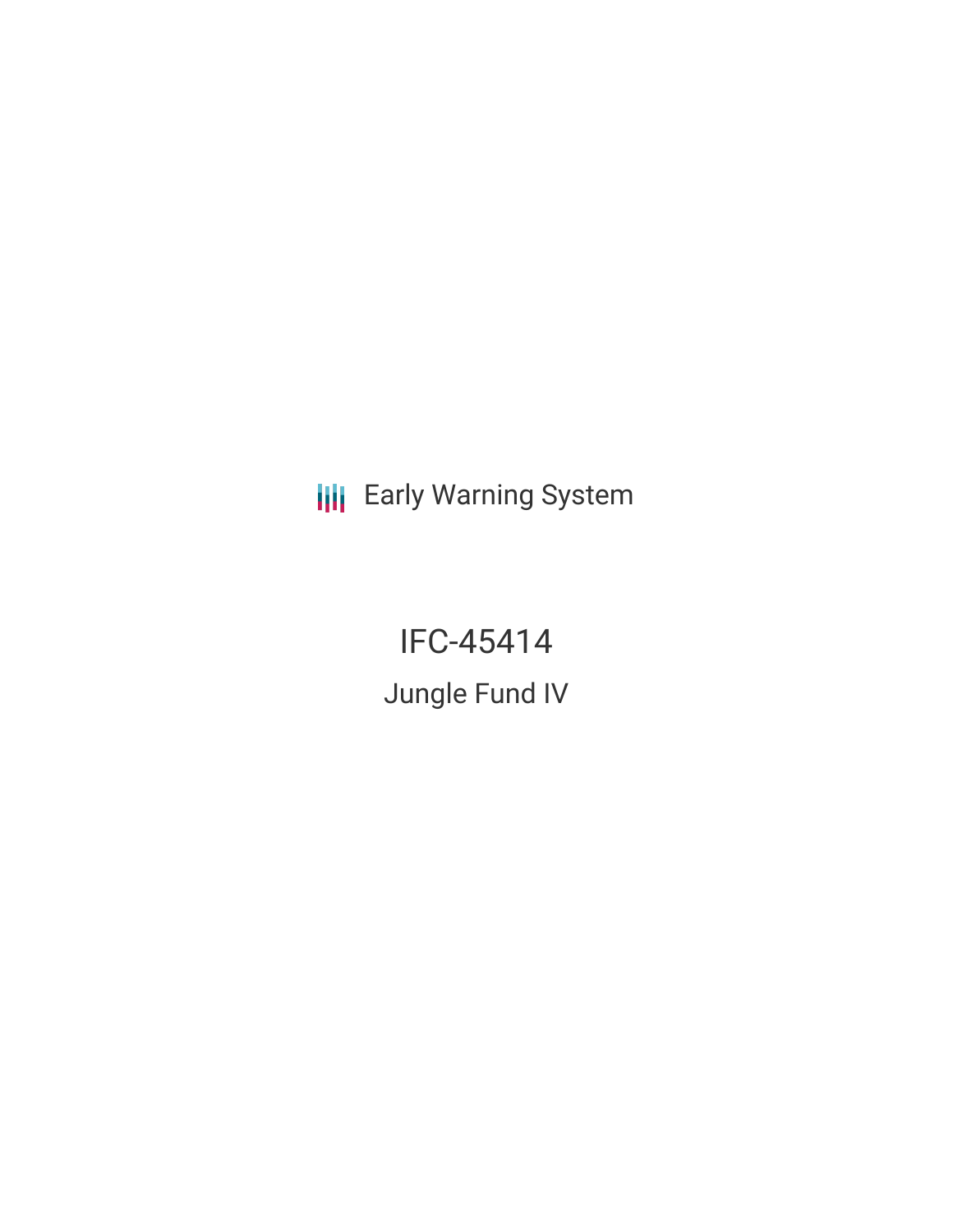Early Warning System

# IFC-45414

## Jungle Fund IV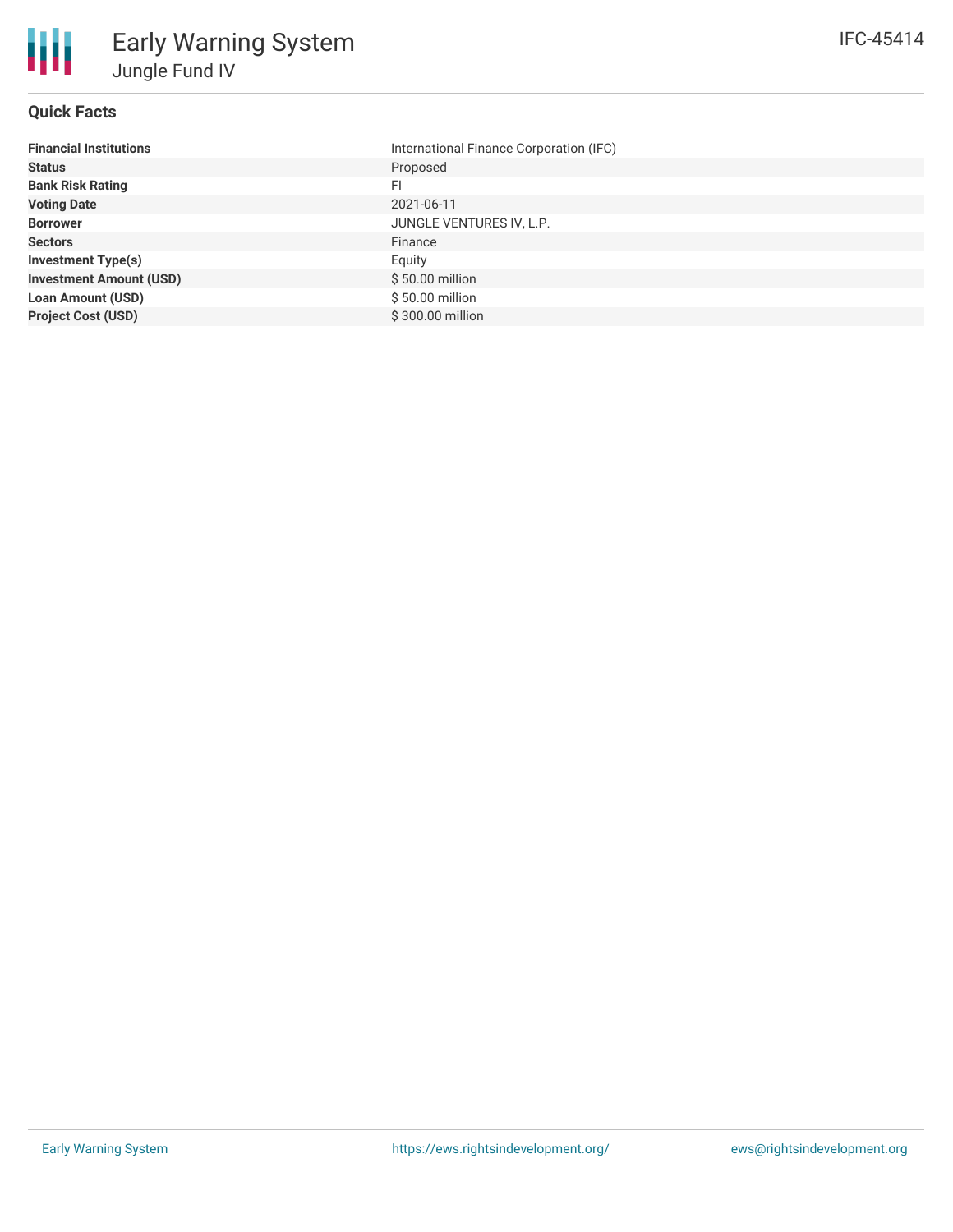# Early Warning System

## Jungle Fund IV

IFC-45414

### Quick Facts

| | |
|---|---|
| **Financial Institutions** | International Finance Corporation (IFC) |
| **Status** | Proposed |
| **Bank Risk Rating** | FI |
| **Voting Date** | 2021-06-11 |
| **Borrower** | JUNGLE VENTURES IV, L.P. |
| **Sectors** | Finance |
| **Investment Type(s)** | Equity |
| **Investment Amount (USD)** | $ 50.00 million |
| **Loan Amount (USD)** | $ 50.00 million |
| **Project Cost (USD)** | $ 300.00 million |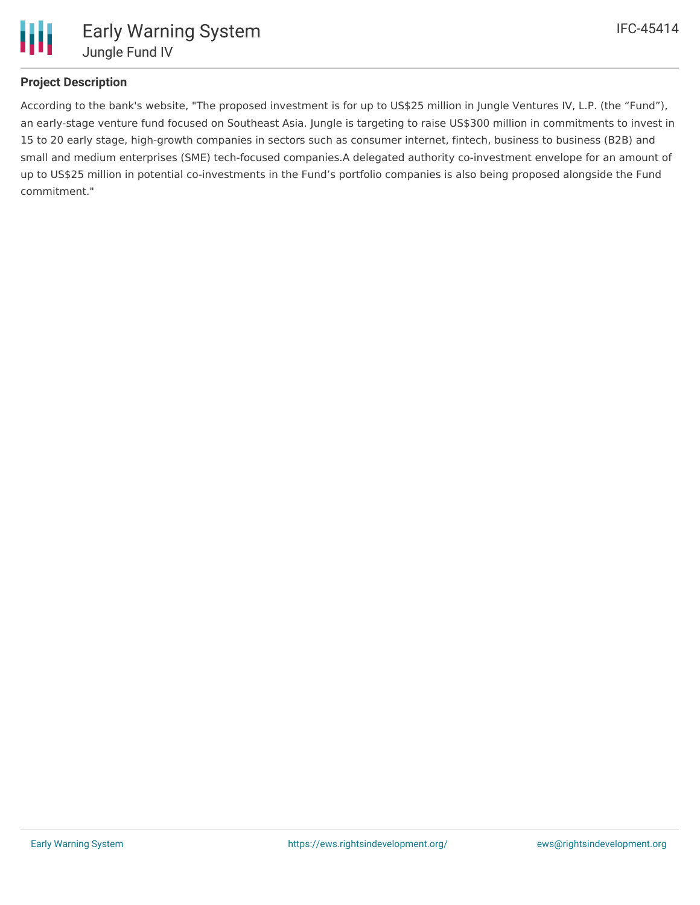## Project Description

According to the bank's website, "The proposed investment is for up to US$25 million in Jungle Ventures IV, L.P. (the “Fund”), an early-stage venture fund focused on Southeast Asia. Jungle is targeting to raise US$300 million in commitments to invest in 15 to 20 early stage, high-growth companies in sectors such as consumer internet, fintech, business to business (B2B) and small and medium enterprises (SME) tech-focused companies.A delegated authority co-investment envelope for an amount of up to US$25 million in potential co-investments in the Fund’s portfolio companies is also being proposed alongside the Fund commitment."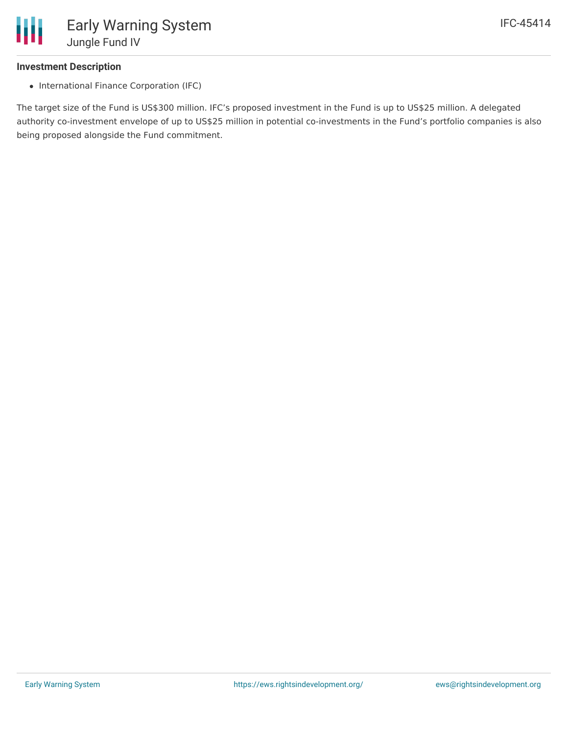### Investment Description

- International Finance Corporation (IFC)

The target size of the Fund is US$300 million. IFC’s proposed investment in the Fund is up to US$25 million. A delegated authority co-investment envelope of up to US$25 million in potential co-investments in the Fund’s portfolio companies is also being proposed alongside the Fund commitment.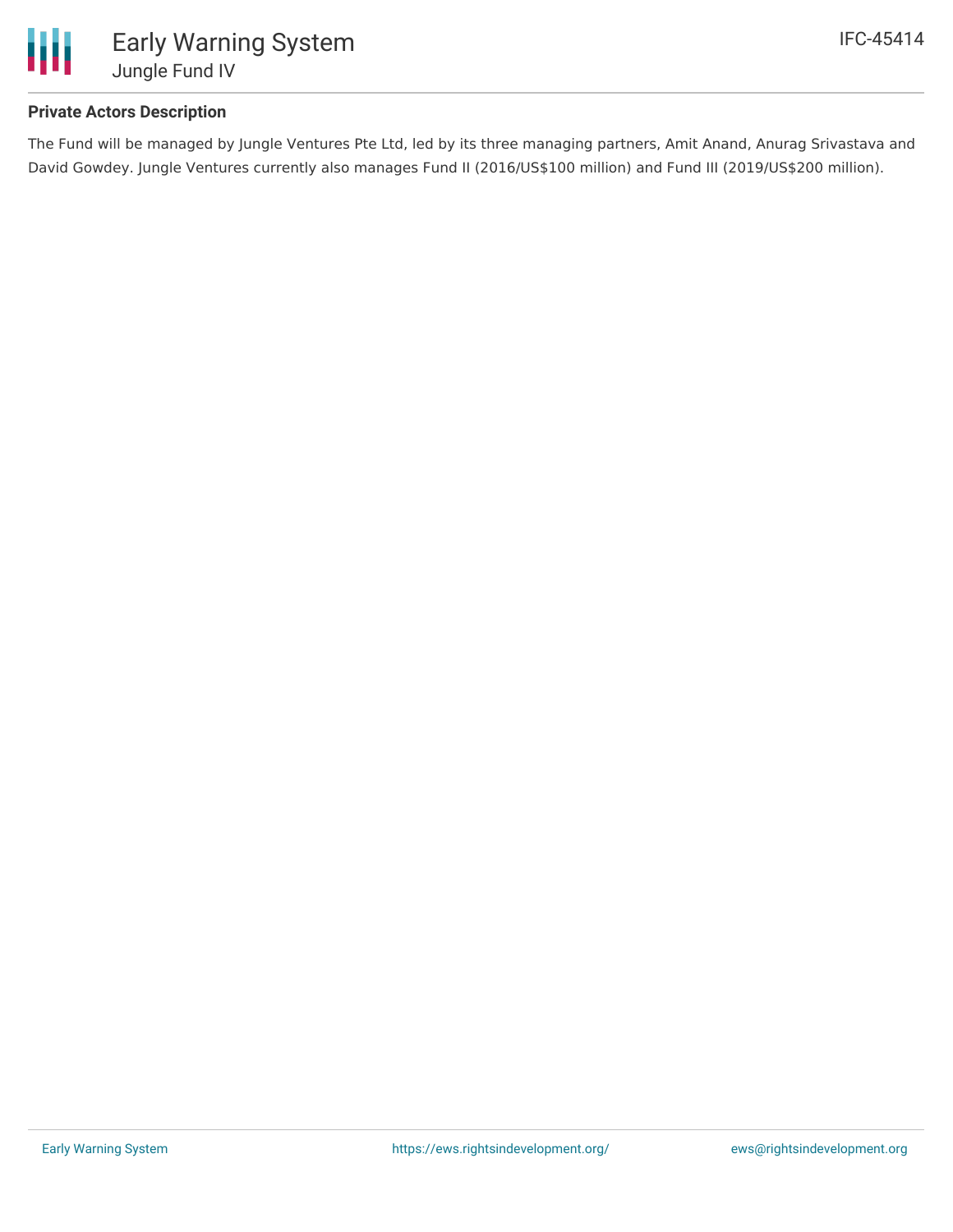## Private Actors Description

The Fund will be managed by Jungle Ventures Pte Ltd, led by its three managing partners, Amit Anand, Anurag Srivastava and David Gowdey. Jungle Ventures currently also manages Fund II (2016/US$100 million) and Fund III (2019/US$200 million).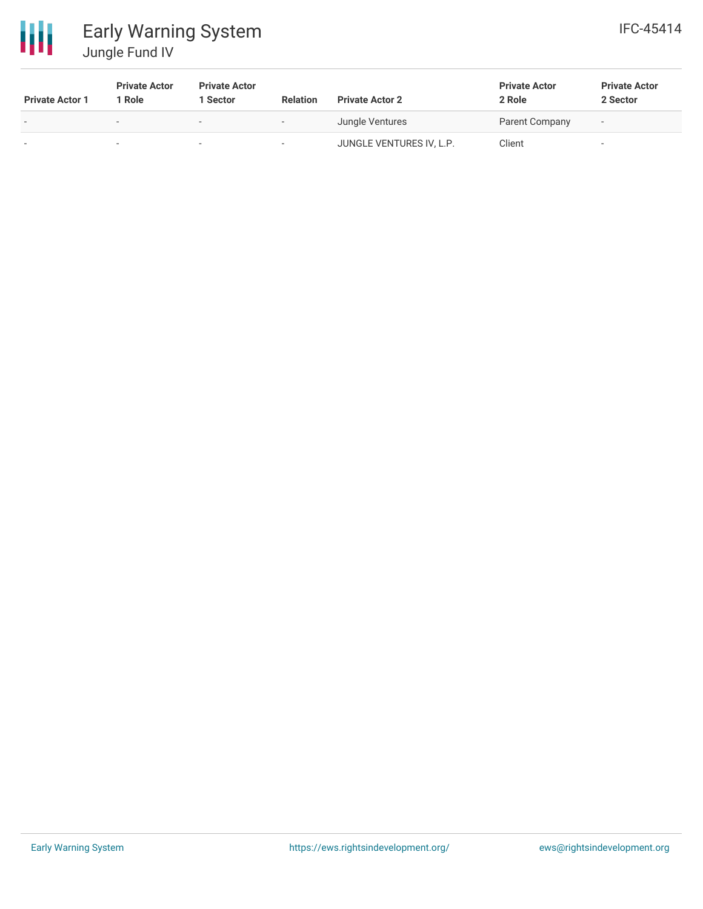| Private Actor 1 | Private Actor 1 Role | Private Actor 1 Sector | Relation | Private Actor 2 | Private Actor 2 Role | Private Actor 2 Sector |
|---|---|---|---|---|---|---|
| - | - | - | - | Jungle Ventures | Parent Company | - |
| - | - | - | - | JUNGLE VENTURES IV, L.P. | Client | - |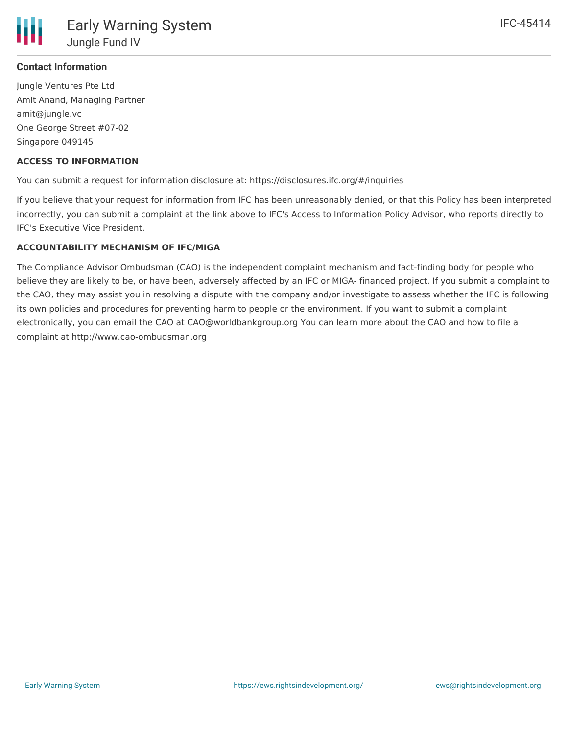**Contact Information**

Jungle Ventures Pte Ltd
Amit Anand, Managing Partner
amit@jungle.vc
One George Street #07-02
Singapore 049145

**ACCESS TO INFORMATION**

You can submit a request for information disclosure at: https://disclosures.ifc.org/#/inquiries

If you believe that your request for information from IFC has been unreasonably denied, or that this Policy has been interpreted incorrectly, you can submit a complaint at the link above to IFC's Access to Information Policy Advisor, who reports directly to IFC's Executive Vice President.

**ACCOUNTABILITY MECHANISM OF IFC/MIGA**

The Compliance Advisor Ombudsman (CAO) is the independent complaint mechanism and fact-finding body for people who believe they are likely to be, or have been, adversely affected by an IFC or MIGA- financed project. If you submit a complaint to the CAO, they may assist you in resolving a dispute with the company and/or investigate to assess whether the IFC is following its own policies and procedures for preventing harm to people or the environment. If you want to submit a complaint electronically, you can email the CAO at CAO@worldbankgroup.org You can learn more about the CAO and how to file a complaint at http://www.cao-ombudsman.org